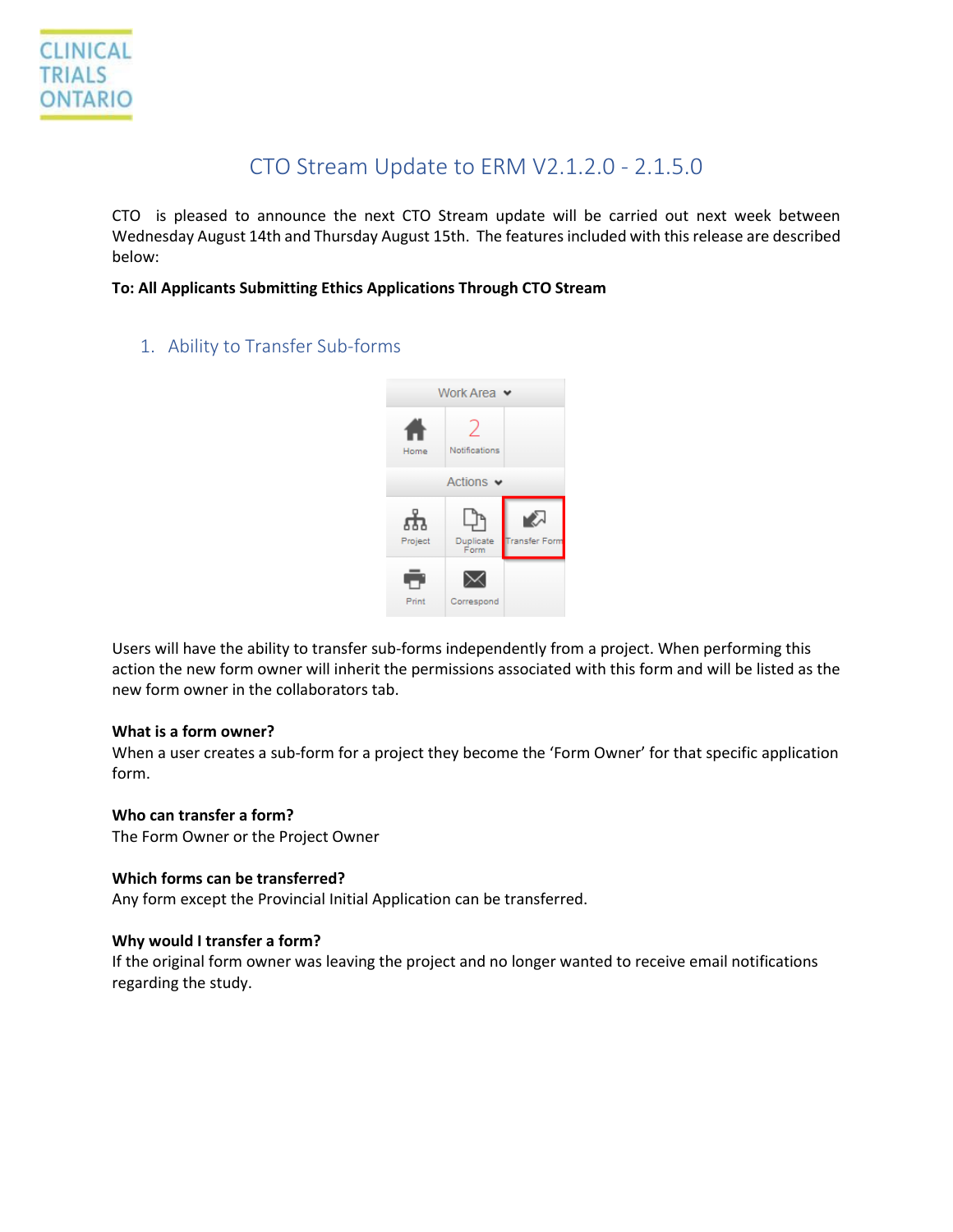CLINICAL TRIALS ONTARIO

# CTO Stream Update to ERM V2.1.2.0 - 2.1.5.0

CTO is pleased to announce the next CTO Stream update will be carried out next week between Wednesday August 14th and Thursday August 15th. The features included with this release are described below:

**To: All Applicants Submitting Ethics Applications Through CTO Stream**

## 1. Ability to Transfer Sub-forms

Users will have the ability to transfer sub-forms independently from a project. When performing this action the new form owner will inherit the permissions associated with this form and will be listed as the new form owner in the collaborators tab.

**What is a form owner?**
When a user creates a sub-form for a project they become the 'Form Owner' for that specific application form.

**Who can transfer a form?**
The Form Owner or the Project Owner

**Which forms can be transferred?**
Any form except the Provincial Initial Application can be transferred.

**Why would I transfer a form?**
If the original form owner was leaving the project and no longer wanted to receive email notifications regarding the study.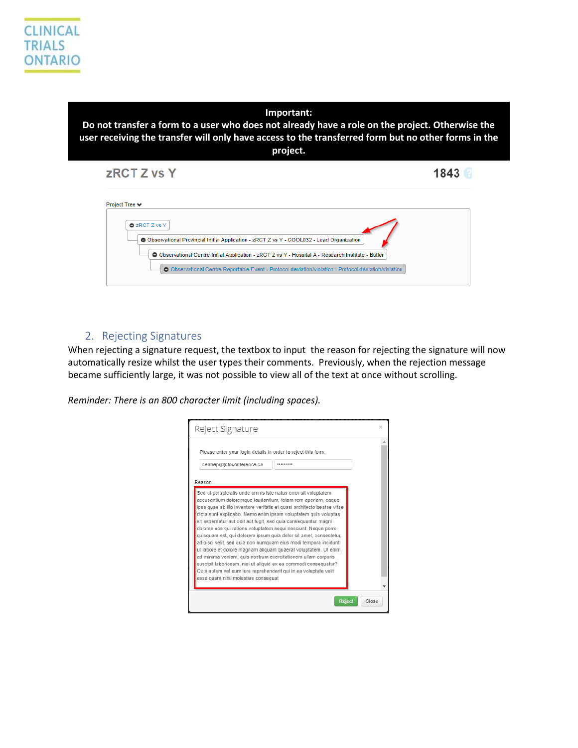**Important:**
**Do not transfer a form to a user who does not already have a role on the project. Otherwise the user receiving the transfer will only have access to the transferred form but no other forms in the project.**

## 2. Rejecting Signatures

When rejecting a signature request, the textbox to input the reason for rejecting the signature will now automatically resize whilst the user types their comments. Previously, when the rejection message became sufficiently large, it was not possible to view all of the text at once without scrolling.

*Reminder: There is an 800 character limit (including spaces).*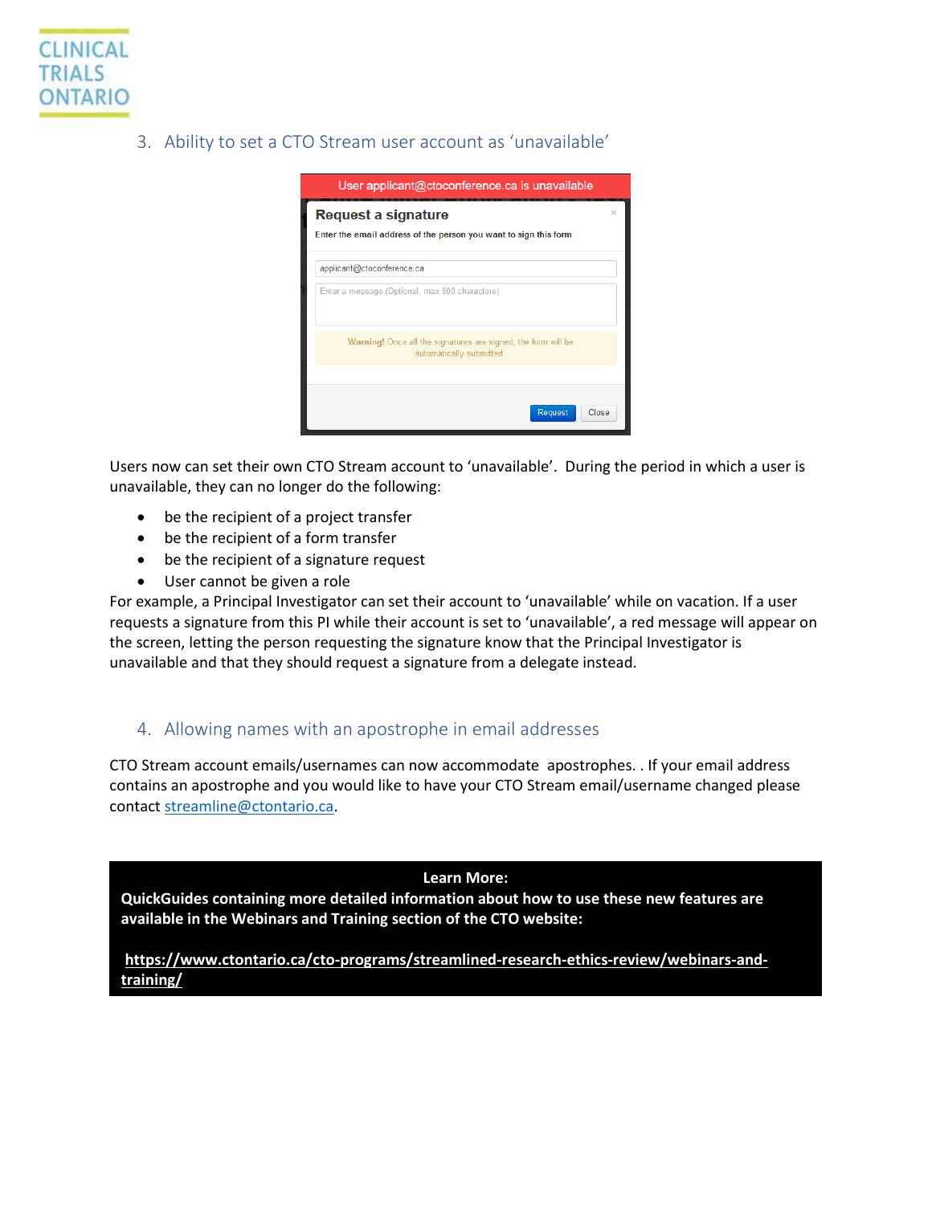### 3. Ability to set a CTO Stream user account as 'unavailable'

Users now can set their own CTO Stream account to 'unavailable'. During the period in which a user is unavailable, they can no longer do the following:

- be the recipient of a project transfer
- be the recipient of a form transfer
- be the recipient of a signature request
- User cannot be given a role

For example, a Principal Investigator can set their account to 'unavailable' while on vacation. If a user requests a signature from this PI while their account is set to 'unavailable', a red message will appear on the screen, letting the person requesting the signature know that the Principal Investigator is unavailable and that they should request a signature from a delegate instead.

### 4. Allowing names with an apostrophe in email addresses

CTO Stream account emails/usernames can now accommodate apostrophes. . If your email address contains an apostrophe and you would like to have your CTO Stream email/username changed please contact streamline@ctontario.ca.

**Learn More:**
**QuickGuides containing more detailed information about how to use these new features are available in the Webinars and Training section of the CTO website:**

**https://www.ctontario.ca/cto-programs/streamlined-research-ethics-review/webinars-and-training/**